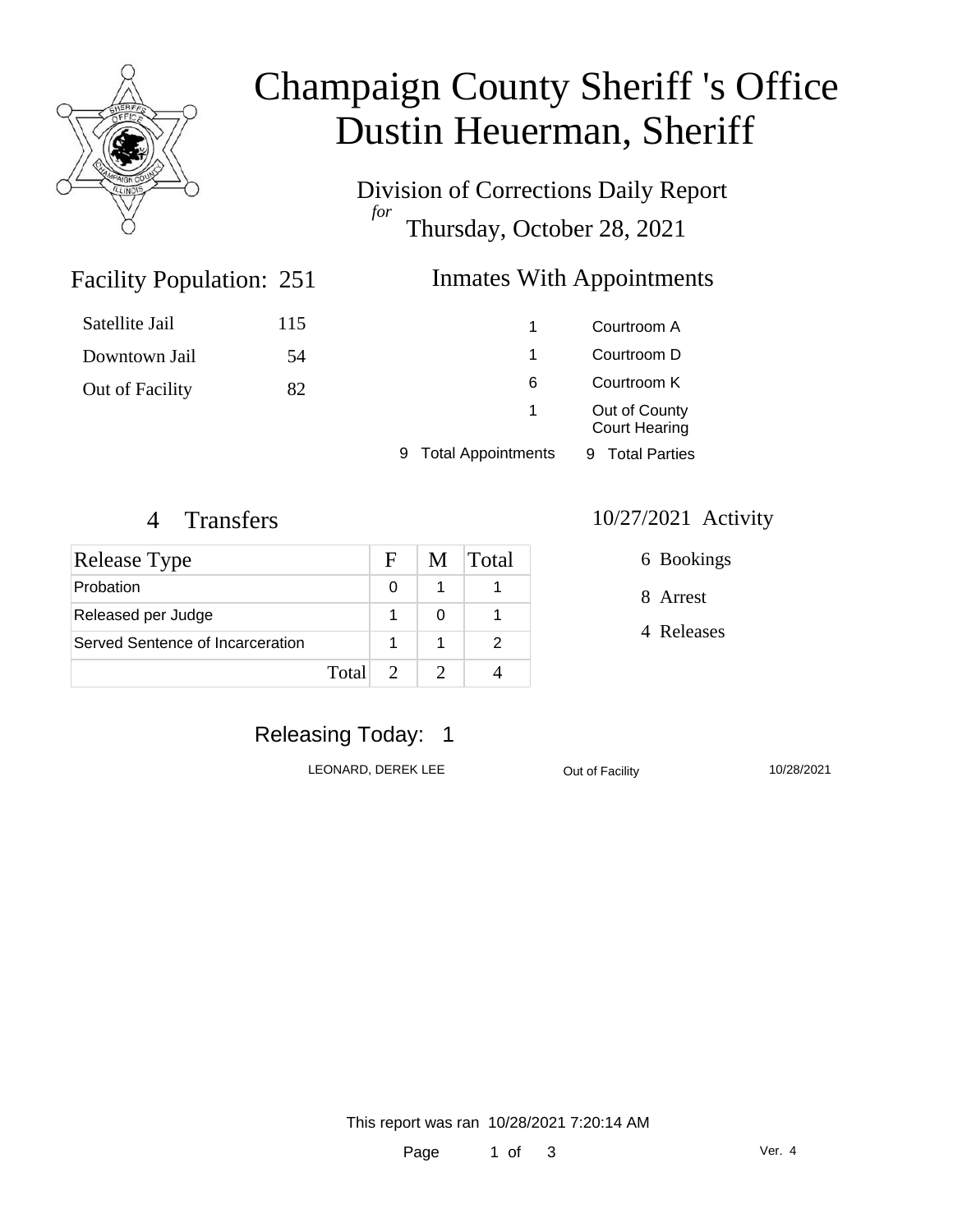# Champaign County Sheriff 's Office
# Dustin Heuerman, Sheriff

## Division of Corrections Daily Report
*for*
## Thursday, October 28, 2021

### Facility Population: 251

| | |
|---|---|
| Satellite Jail | 115 |
| Downtown Jail | 54 |
| Out of Facility | 82 |

### Inmates With Appointments

| | |
|---|---|
| 1 | Courtroom A |
| 1 | Courtroom D |
| 6 | Courtroom K |
| 1 | Out of County Court Hearing |
| 9 Total Appointments | 9 Total Parties |

### 4 Transfers

| Release Type | F | M | Total |
|---|---|---|---|
| Probation | 0 | 1 | 1 |
| Released per Judge | 1 | 0 | 1 |
| Served Sentence of Incarceration | 1 | 1 | 2 |
| Total | 2 | 2 | 4 |

### 10/27/2021 Activity

6 Bookings

8 Arrest

4 Releases

### Releasing Today: 1

| | | |
|---|---|---|
| LEONARD, DEREK LEE | Out of Facility | 10/28/2021 |

This report was ran 10/28/2021 7:20:14 AM

Ver. 4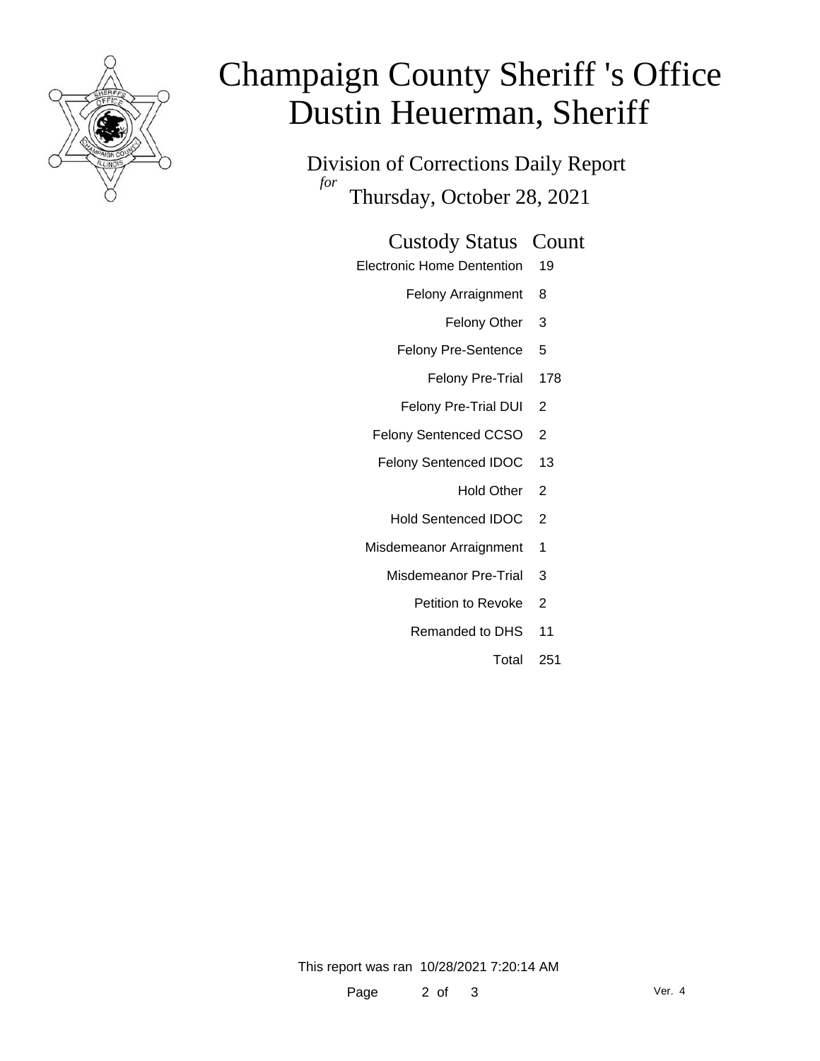# Champaign County Sheriff 's Office
# Dustin Heuerman, Sheriff

Division of Corrections Daily Report

*for* Thursday, October 28, 2021

| Custody Status | Count |
|---|---|
| Electronic Home Dentention | 19 |
| Felony Arraignment | 8 |
| Felony Other | 3 |
| Felony Pre-Sentence | 5 |
| Felony Pre-Trial | 178 |
| Felony Pre-Trial DUI | 2 |
| Felony Sentenced CCSO | 2 |
| Felony Sentenced IDOC | 13 |
| Hold Other | 2 |
| Hold Sentenced IDOC | 2 |
| Misdemeanor Arraignment | 1 |
| Misdemeanor Pre-Trial | 3 |
| Petition to Revoke | 2 |
| Remanded to DHS | 11 |
| Total | 251 |

This report was ran 10/28/2021 7:20:14 AM

Ver. 4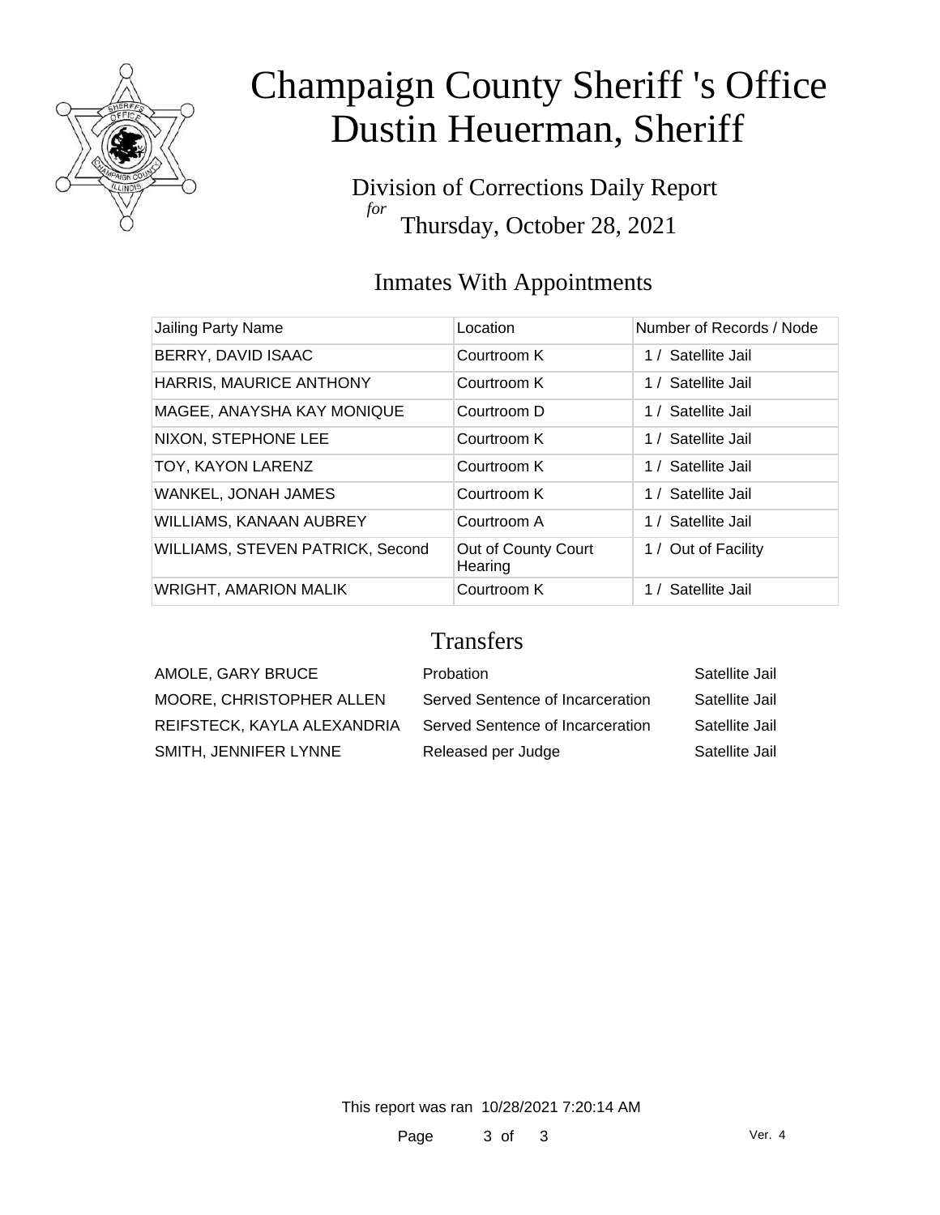# Champaign County Sheriff 's Office
# Dustin Heuerman, Sheriff

Division of Corrections Daily Report
*for*
Thursday, October 28, 2021

## Inmates With Appointments

| Jailing Party Name | Location | Number of Records / Node |
|---|---|---|
| BERRY, DAVID ISAAC | Courtroom K | 1 / Satellite Jail |
| HARRIS, MAURICE ANTHONY | Courtroom K | 1 / Satellite Jail |
| MAGEE, ANAYSHA KAY MONIQUE | Courtroom D | 1 / Satellite Jail |
| NIXON, STEPHONE LEE | Courtroom K | 1 / Satellite Jail |
| TOY, KAYON LARENZ | Courtroom K | 1 / Satellite Jail |
| WANKEL, JONAH JAMES | Courtroom K | 1 / Satellite Jail |
| WILLIAMS, KANAAN AUBREY | Courtroom A | 1 / Satellite Jail |
| WILLIAMS, STEVEN PATRICK, Second | Out of County Court Hearing | 1 / Out of Facility |
| WRIGHT, AMARION MALIK | Courtroom K | 1 / Satellite Jail |

## Transfers

| | | |
|---|---|---|
| AMOLE, GARY BRUCE | Probation | Satellite Jail |
| MOORE, CHRISTOPHER ALLEN | Served Sentence of Incarceration | Satellite Jail |
| REIFSTECK, KAYLA ALEXANDRIA | Served Sentence of Incarceration | Satellite Jail |
| SMITH, JENNIFER LYNNE | Released per Judge | Satellite Jail |

This report was ran 10/28/2021 7:20:14 AM